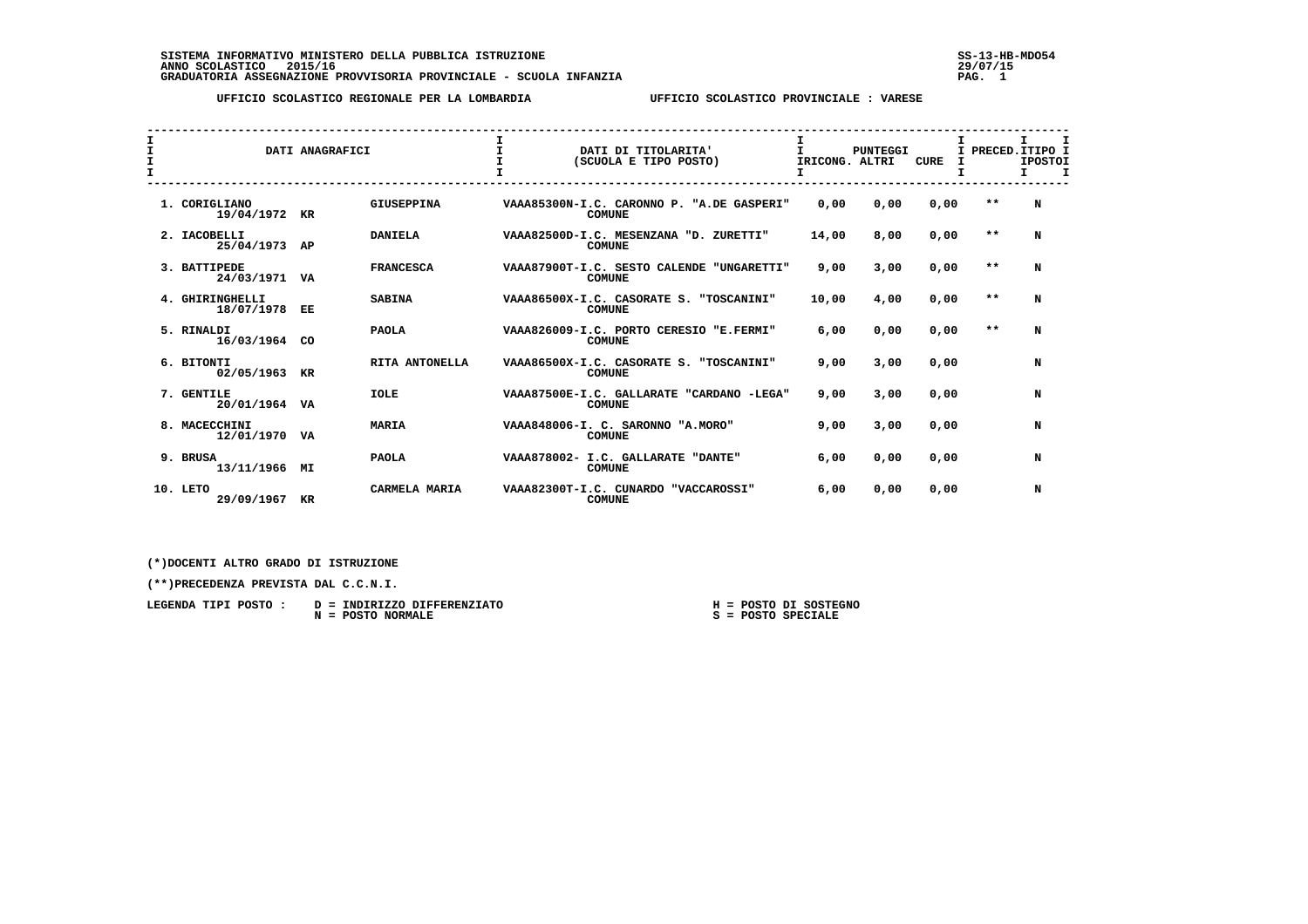**SISTEMA INFORMATIVO MINISTERO DELLA PUBBLICA ISTRUZIONE** SS-13-HB-MDO54
**ANNO SCOLASTICO 2015/16** 29/07/15
**GRADUATORIA ASSEGNAZIONE PROVVISORIA PROVINCIALE - SCUOLA INFANZIA**

**UFFICIO SCOLASTICO REGIONALE PER LA LOMBARDIA** **UFFICIO SCOLASTICO PROVINCIALE : VARESE**

| DATI ANAGRAFICI | | | DATI DI TITOLARITA' (SCUOLA E TIPO POSTO) | PUNTEGGI RICONG. | ALTRI | CURE | PRECED. | TIPO POSTO |
|---|---|---|---|---|---|---|---|---|
| 1. CORIGLIANO 19/04/1972 | KR | GIUSEPPINA | VAAA85300N-I.C. CARONNO P. "A.DE GASPERI" COMUNE | 0,00 | 0,00 | 0,00 | ** | N |
| 2. IACOBELLI 25/04/1973 | AP | DANIELA | VAAA82500D-I.C. MESENZANA "D. ZURETTI" COMUNE | 14,00 | 8,00 | 0,00 | ** | N |
| 3. BATTIPEDE 24/03/1971 | VA | FRANCESCA | VAAA87900T-I.C. SESTO CALENDE "UNGARETTI" COMUNE | 9,00 | 3,00 | 0,00 | ** | N |
| 4. GHIRINGHELLI 18/07/1978 | EE | SABINA | VAAA86500X-I.C. CASORATE S. "TOSCANINI" COMUNE | 10,00 | 4,00 | 0,00 | ** | N |
| 5. RINALDI 16/03/1964 | CO | PAOLA | VAAA826009-I.C. PORTO CERESIO "E.FERMI" COMUNE | 6,00 | 0,00 | 0,00 | ** | N |
| 6. BITONTI 02/05/1963 | KR | RITA ANTONELLA | VAAA86500X-I.C. CASORATE S. "TOSCANINI" COMUNE | 9,00 | 3,00 | 0,00 | | N |
| 7. GENTILE 20/01/1964 | VA | IOLE | VAAA87500E-I.C. GALLARATE "CARDANO -LEGA" COMUNE | 9,00 | 3,00 | 0,00 | | N |
| 8. MACECCHINI 12/01/1970 | VA | MARIA | VAAA848006-I. C. SARONNO "A.MORO" COMUNE | 9,00 | 3,00 | 0,00 | | N |
| 9. BRUSA 13/11/1966 | MI | PAOLA | VAAA878002- I.C. GALLARATE "DANTE" COMUNE | 6,00 | 0,00 | 0,00 | | N |
| 10. LETO 29/09/1967 | KR | CARMELA MARIA | VAAA82300T-I.C. CUNARDO "VACCAROSSI" COMUNE | 6,00 | 0,00 | 0,00 | | N |

(*)DOCENTI ALTRO GRADO DI ISTRUZIONE

(**)PRECEDENZA PREVISTA DAL C.C.N.I.

LEGENDA TIPI POSTO :
D = INDIRIZZO DIFFERENZIATO
N = POSTO NORMALE
H = POSTO DI SOSTEGNO
S = POSTO SPECIALE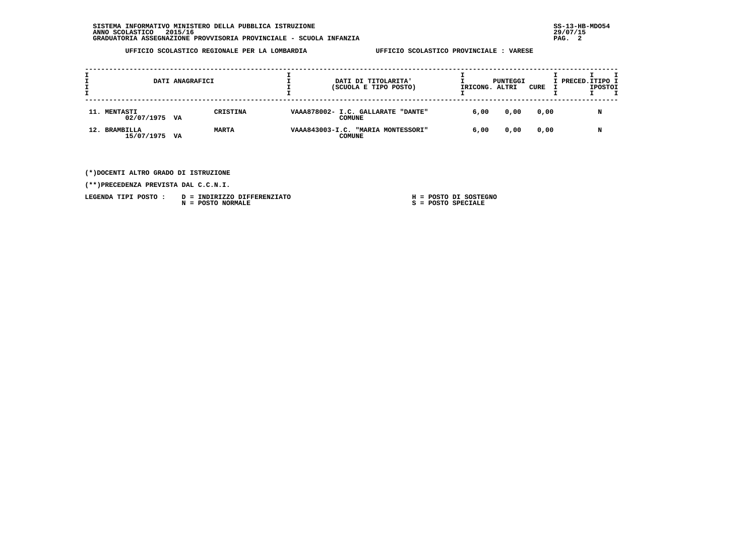SISTEMA INFORMATIVO MINISTERO DELLA PUBBLICA ISTRUZIONE
ANNO SCOLASTICO 2015/16
GRADUATORIA ASSEGNAZIONE PROVVISORIA PROVINCIALE - SCUOLA INFANZIA

UFFICIO SCOLASTICO REGIONALE PER LA LOMBARDIA — UFFICIO SCOLASTICO PROVINCIALE : VARESE

| DATI ANAGRAFICI | | | DATI DI TITOLARITA' (SCUOLA E TIPO POSTO) | PUNTEGGI RICONG. | ALTRI | CURE | PRECED. | TIPO POSTO |
|---|---|---|---|---|---|---|---|---|
| 11. MENTASTI 02/07/1975 | VA | CRISTINA | VAAA878002- I.C. GALLARATE "DANTE" COMUNE | 6,00 | 0,00 | 0,00 | | N |
| 12. BRAMBILLA 15/07/1975 | VA | MARTA | VAAA843003-I.C. "MARIA MONTESSORI" COMUNE | 6,00 | 0,00 | 0,00 | | N |

(*)DOCENTI ALTRO GRADO DI ISTRUZIONE

(**)PRECEDENZA PREVISTA DAL C.C.N.I.

LEGENDA TIPI POSTO :
D = INDIRIZZO DIFFERENZIATO
N = POSTO NORMALE
H = POSTO DI SOSTEGNO
S = POSTO SPECIALE